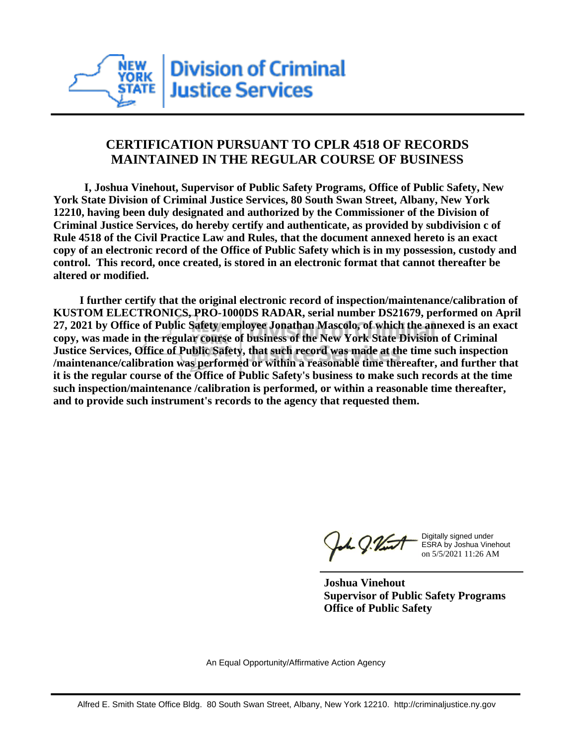Division of Criminal Justice Services

# CERTIFICATION PURSUANT TO CPLR 4518 OF RECORDS MAINTAINED IN THE REGULAR COURSE OF BUSINESS

**I, Joshua Vinehout, Supervisor of Public Safety Programs, Office of Public Safety, New York State Division of Criminal Justice Services, 80 South Swan Street, Albany, New York 12210, having been duly designated and authorized by the Commissioner of the Division of Criminal Justice Services, do hereby certify and authenticate, as provided by subdivision c of Rule 4518 of the Civil Practice Law and Rules, that the document annexed hereto is an exact copy of an electronic record of the Office of Public Safety which is in my possession, custody and control. This record, once created, is stored in an electronic format that cannot thereafter be altered or modified.**

**I further certify that the original electronic record of inspection/maintenance/calibration of KUSTOM ELECTRONICS, PRO-1000DS RADAR, serial number DS21679, performed on April 27, 2021 by Office of Public Safety employee Jonathan Mascolo, of which the annexed is an exact copy, was made in the regular course of business of the New York State Division of Criminal Justice Services, Office of Public Safety, that such record was made at the time such inspection /maintenance/calibration was performed or within a reasonable time thereafter, and further that it is the regular course of the Office of Public Safety's business to make such records at the time such inspection/maintenance /calibration is performed, or within a reasonable time thereafter, and to provide such instrument's records to the agency that requested them.**

Digitally signed under ESRA by Joshua Vinehout on 5/5/2021 11:26 AM

**Joshua Vinehout**
**Supervisor of Public Safety Programs**
**Office of Public Safety**

An Equal Opportunity/Affirmative Action Agency

Alfred E. Smith State Office Bldg. 80 South Swan Street, Albany, New York 12210. http://criminaljustice.ny.gov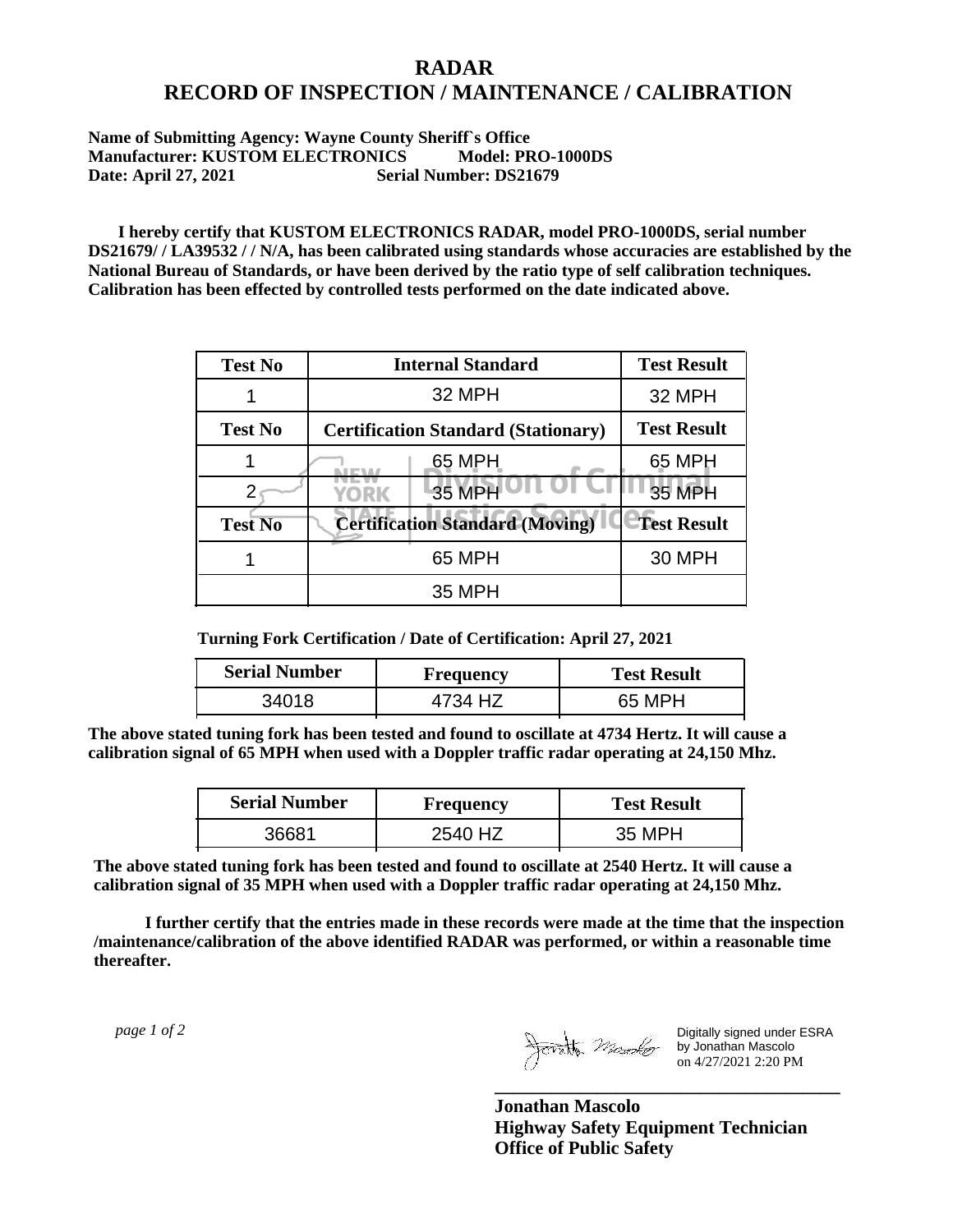# RADAR
# RECORD OF INSPECTION / MAINTENANCE / CALIBRATION

**Name of Submitting Agency: Wayne County Sheriff`s Office**
**Manufacturer: KUSTOM ELECTRONICS Model: PRO-1000DS**
**Date: April 27, 2021 Serial Number: DS21679**

**I hereby certify that KUSTOM ELECTRONICS RADAR, model PRO-1000DS, serial number DS21679/ / LA39532 / / N/A, has been calibrated using standards whose accuracies are established by the National Bureau of Standards, or have been derived by the ratio type of self calibration techniques. Calibration has been effected by controlled tests performed on the date indicated above.**

| Test No | Internal Standard | Test Result |
|---|---|---|
| 1 | 32 MPH | 32 MPH |
| **Test No** | **Certification Standard (Stationary)** | **Test Result** |
| 1 | 65 MPH | 65 MPH |
| 2 | 35 MPH | 35 MPH |
| **Test No** | **Certification Standard (Moving)** | **Test Result** |
| 1 | 65 MPH | 30 MPH |
| | 35 MPH | |

**Turning Fork Certification / Date of Certification: April 27, 2021**

| Serial Number | Frequency | Test Result |
|---|---|---|
| 34018 | 4734 HZ | 65 MPH |

**The above stated tuning fork has been tested and found to oscillate at 4734 Hertz. It will cause a calibration signal of 65 MPH when used with a Doppler traffic radar operating at 24,150 Mhz.**

| Serial Number | Frequency | Test Result |
|---|---|---|
| 36681 | 2540 HZ | 35 MPH |

**The above stated tuning fork has been tested and found to oscillate at 2540 Hertz. It will cause a calibration signal of 35 MPH when used with a Doppler traffic radar operating at 24,150 Mhz.**

**I further certify that the entries made in these records were made at the time that the inspection /maintenance/calibration of the above identified RADAR was performed, or within a reasonable time thereafter.**

Digitally signed under ESRA by Jonathan Mascolo on 4/27/2021 2:20 PM

**Jonathan Mascolo**
**Highway Safety Equipment Technician**
**Office of Public Safety**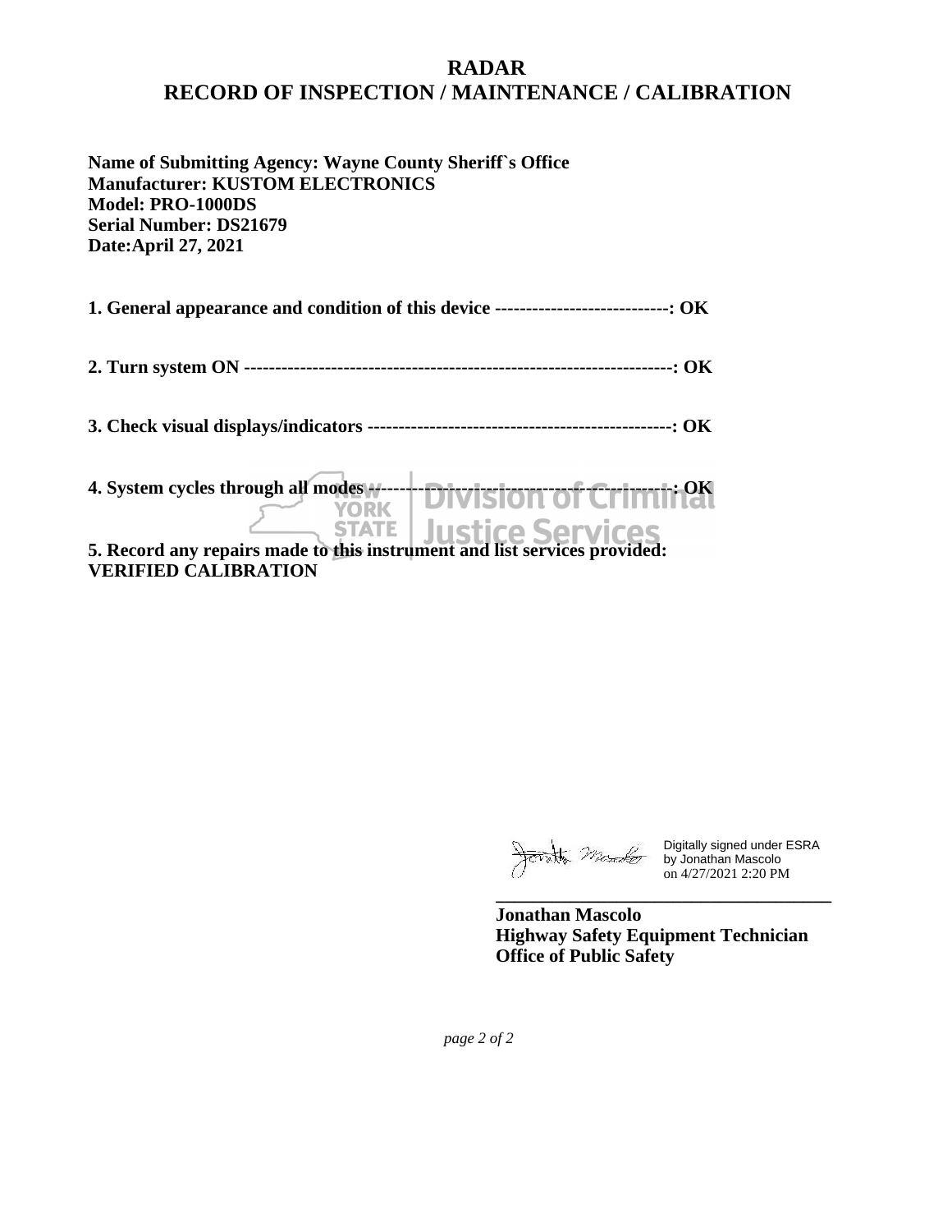# RADAR
# RECORD OF INSPECTION / MAINTENANCE / CALIBRATION

**Name of Submitting Agency: Wayne County Sheriff`s Office**
**Manufacturer: KUSTOM ELECTRONICS**
**Model: PRO-1000DS**
**Serial Number: DS21679**
**Date:April 27, 2021**

**1. General appearance and condition of this device ----------------------------: OK**

**2. Turn system ON -------------------------------------------------------------------: OK**

**3. Check visual displays/indicators -------------------------------------------------: OK**

**4. System cycles through all modes ------------------------------------------------: OK**

**5. Record any repairs made to this instrument and list services provided:**
**VERIFIED CALIBRATION**

Digitally signed under ESRA
by Jonathan Mascolo
on 4/27/2021 2:20 PM

**Jonathan Mascolo**
**Highway Safety Equipment Technician**
**Office of Public Safety**